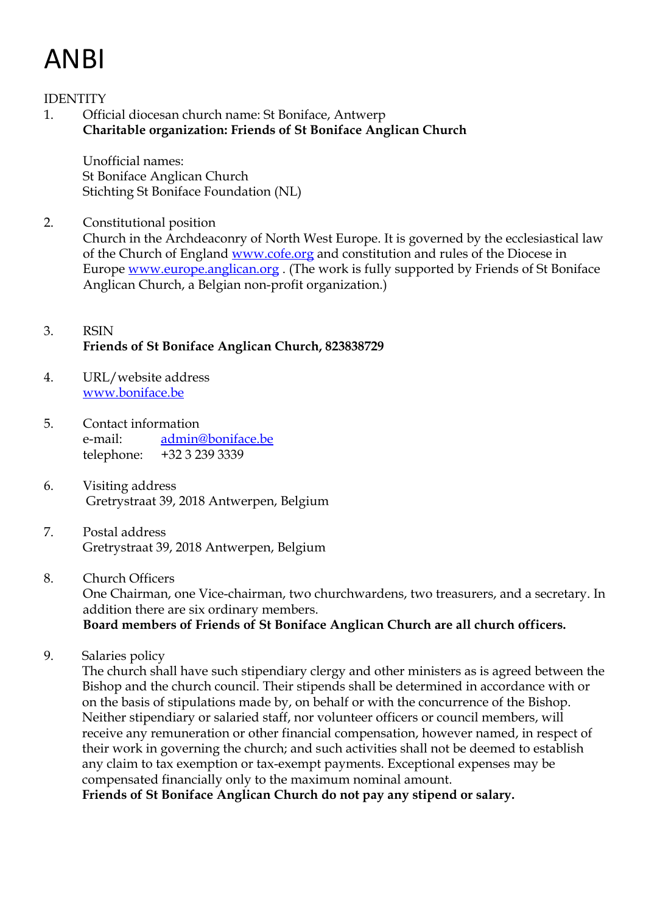# ANBI

IDENTITY

1. Official diocesan church name: St Boniface, Antwerp
   **Charitable organization: Friends of St Boniface Anglican Church**

   Unofficial names:
   St Boniface Anglican Church
   Stichting St Boniface Foundation (NL)

2. Constitutional position
   Church in the Archdeaconry of North West Europe. It is governed by the ecclesiastical law of the Church of England [www.cofe.org](www.cofe.org) and constitution and rules of the Diocese in Europe [www.europe.anglican.org](www.europe.anglican.org) . (The work is fully supported by Friends of St Boniface Anglican Church, a Belgian non-profit organization.)

3. RSIN
   **Friends of St Boniface Anglican Church, 823838729**

4. URL/website address
   [www.boniface.be](www.boniface.be)

5. Contact information
   e-mail: [admin@boniface.be](mailto:admin@boniface.be)
   telephone: +32 3 239 3339

6. Visiting address
   Gretrystraat 39, 2018 Antwerpen, Belgium

7. Postal address
   Gretrystraat 39, 2018 Antwerpen, Belgium

8. Church Officers
   One Chairman, one Vice-chairman, two churchwardens, two treasurers, and a secretary. In addition there are six ordinary members.
   **Board members of Friends of St Boniface Anglican Church are all church officers.**

9. Salaries policy
   The church shall have such stipendiary clergy and other ministers as is agreed between the Bishop and the church council. Their stipends shall be determined in accordance with or on the basis of stipulations made by, on behalf or with the concurrence of the Bishop. Neither stipendiary or salaried staff, nor volunteer officers or council members, will receive any remuneration or other financial compensation, however named, in respect of their work in governing the church; and such activities shall not be deemed to establish any claim to tax exemption or tax-exempt payments. Exceptional expenses may be compensated financially only to the maximum nominal amount.
   **Friends of St Boniface Anglican Church do not pay any stipend or salary.**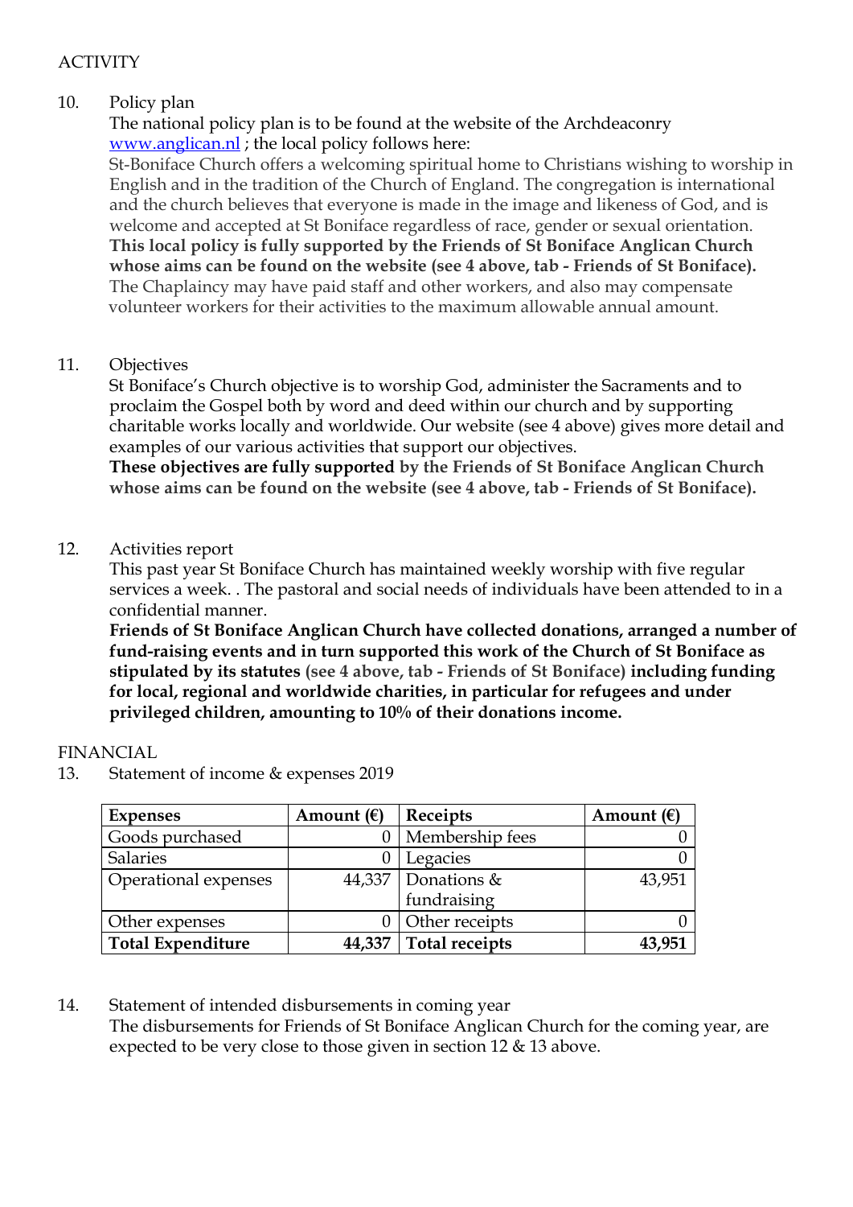ACTIVITY

10. Policy plan

The national policy plan is to be found at the website of the Archdeaconry [www.anglican.nl](http://www.anglican.nl) ; the local policy follows here:

St-Boniface Church offers a welcoming spiritual home to Christians wishing to worship in English and in the tradition of the Church of England. The congregation is international and the church believes that everyone is made in the image and likeness of God, and is welcome and accepted at St Boniface regardless of race, gender or sexual orientation. **This local policy is fully supported by the Friends of St Boniface Anglican Church whose aims can be found on the website (see 4 above, tab - Friends of St Boniface).** The Chaplaincy may have paid staff and other workers, and also may compensate volunteer workers for their activities to the maximum allowable annual amount.

11. Objectives

St Boniface's Church objective is to worship God, administer the Sacraments and to proclaim the Gospel both by word and deed within our church and by supporting charitable works locally and worldwide. Our website (see 4 above) gives more detail and examples of our various activities that support our objectives.

**These objectives are fully supported by the Friends of St Boniface Anglican Church whose aims can be found on the website (see 4 above, tab - Friends of St Boniface).**

12. Activities report

This past year St Boniface Church has maintained weekly worship with five regular services a week. . The pastoral and social needs of individuals have been attended to in a confidential manner.

**Friends of St Boniface Anglican Church have collected donations, arranged a number of fund-raising events and in turn supported this work of the Church of St Boniface as stipulated by its statutes (see 4 above, tab - Friends of St Boniface) including funding for local, regional and worldwide charities, in particular for refugees and under privileged children, amounting to 10% of their donations income.**

FINANCIAL

13. Statement of income & expenses 2019

| **Expenses** | **Amount (€)** | **Receipts** | **Amount (€)** |
|---|---|---|---|
| Goods purchased | 0 | Membership fees | 0 |
| Salaries | 0 | Legacies | 0 |
| Operational expenses | 44,337 | Donations & fundraising | 43,951 |
| Other expenses | 0 | Other receipts | 0 |
| **Total Expenditure** | **44,337** | **Total receipts** | **43,951** |

14. Statement of intended disbursements in coming year

The disbursements for Friends of St Boniface Anglican Church for the coming year, are expected to be very close to those given in section 12 & 13 above.